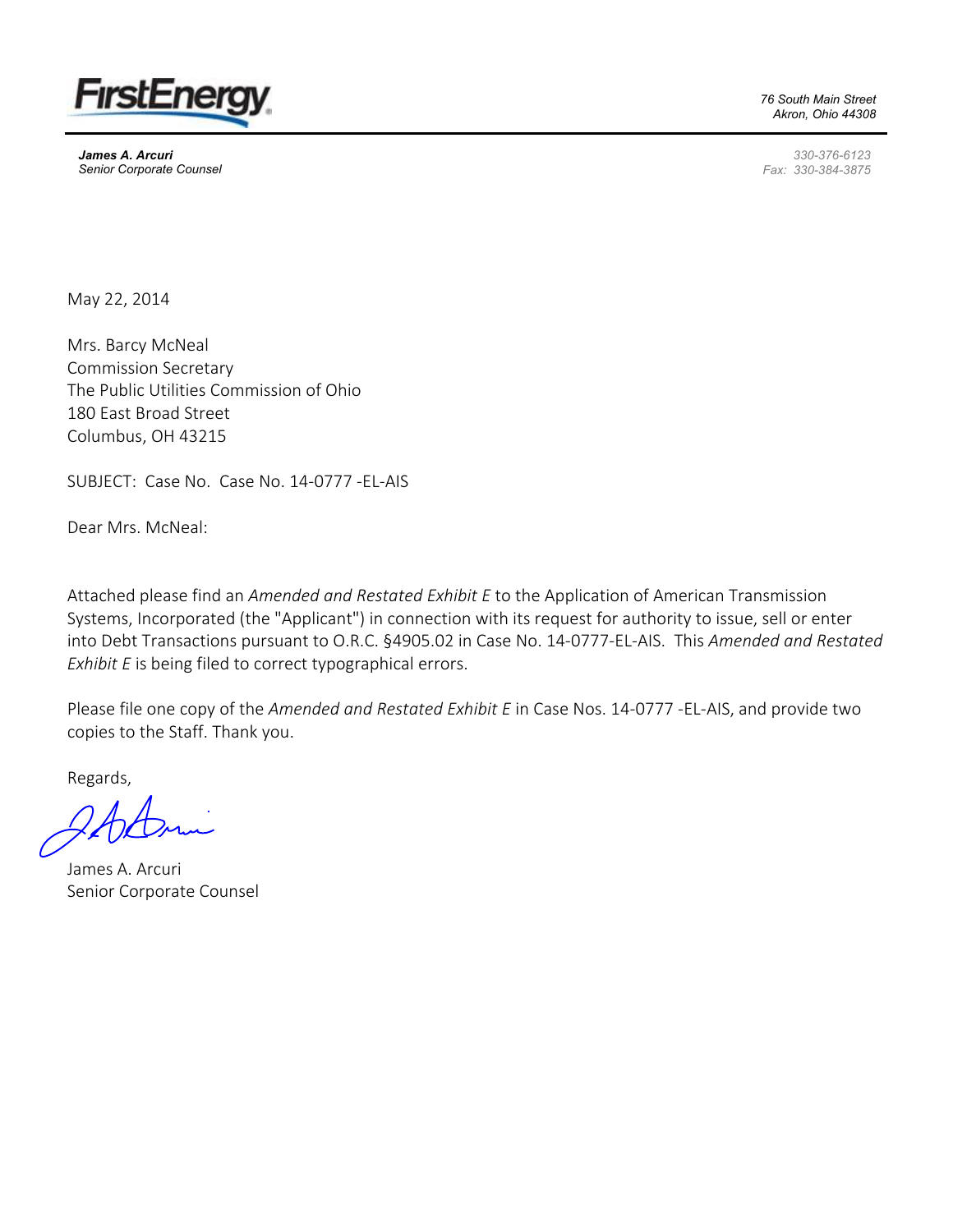FirstEnergy

*76 South Main Street*
*Akron, Ohio 44308*

***James A. Arcuri***
*Senior Corporate Counsel*

*330-376-6123*
*Fax: 330-384-3875*

May 22, 2014

Mrs. Barcy McNeal
Commission Secretary
The Public Utilities Commission of Ohio
180 East Broad Street
Columbus, OH 43215

SUBJECT: Case No. Case No. 14-0777 -EL-AIS

Dear Mrs. McNeal:

Attached please find an *Amended and Restated Exhibit E* to the Application of American Transmission Systems, Incorporated (the "Applicant") in connection with its request for authority to issue, sell or enter into Debt Transactions pursuant to O.R.C. §4905.02 in Case No. 14-0777-EL-AIS. This *Amended and Restated Exhibit E* is being filed to correct typographical errors.

Please file one copy of the *Amended and Restated Exhibit E* in Case Nos. 14-0777 -EL-AIS, and provide two copies to the Staff. Thank you.

Regards,

James A. Arcuri
Senior Corporate Counsel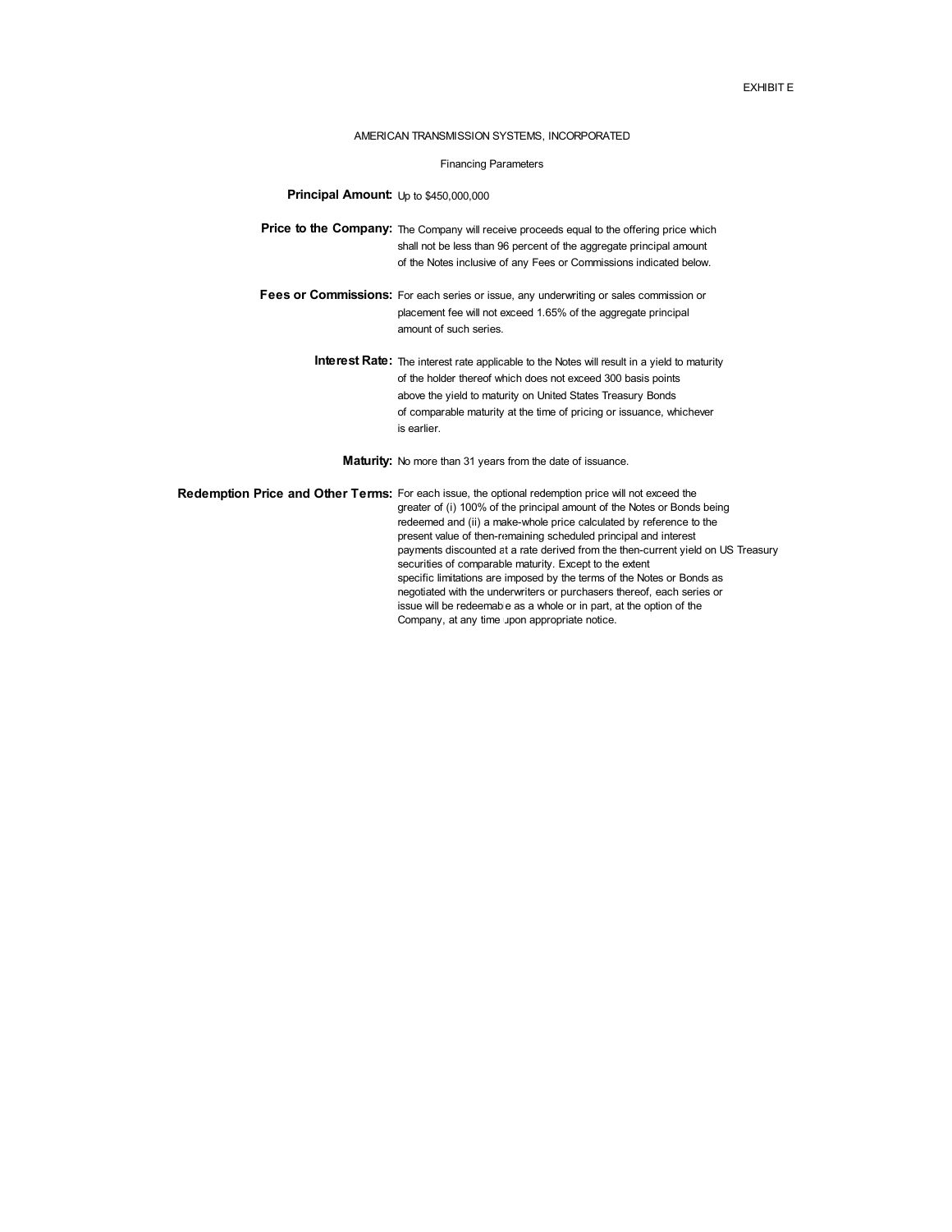EXHIBIT E

AMERICAN TRANSMISSION SYSTEMS, INCORPORATED

Financing Parameters

**Principal Amount:** Up to $450,000,000

**Price to the Company:** The Company will receive proceeds equal to the offering price which shall not be less than 96 percent of the aggregate principal amount of the Notes inclusive of any Fees or Commissions indicated below.

**Fees or Commissions:** For each series or issue, any underwriting or sales commission or placement fee will not exceed 1.65% of the aggregate principal amount of such series.

**Interest Rate:** The interest rate applicable to the Notes will result in a yield to maturity of the holder thereof which does not exceed 300 basis points above the yield to maturity on United States Treasury Bonds of comparable maturity at the time of pricing or issuance, whichever is earlier.

**Maturity:** No more than 31 years from the date of issuance.

**Redemption Price and Other Terms:** For each issue, the optional redemption price will not exceed the greater of (i) 100% of the principal amount of the Notes or Bonds being redeemed and (ii) a make-whole price calculated by reference to the present value of then-remaining scheduled principal and interest payments discounted at a rate derived from the then-current yield on US Treasury securities of comparable maturity. Except to the extent specific limitations are imposed by the terms of the Notes or Bonds as negotiated with the underwriters or purchasers thereof, each series or issue will be redeemable as a whole or in part, at the option of the Company, at any time upon appropriate notice.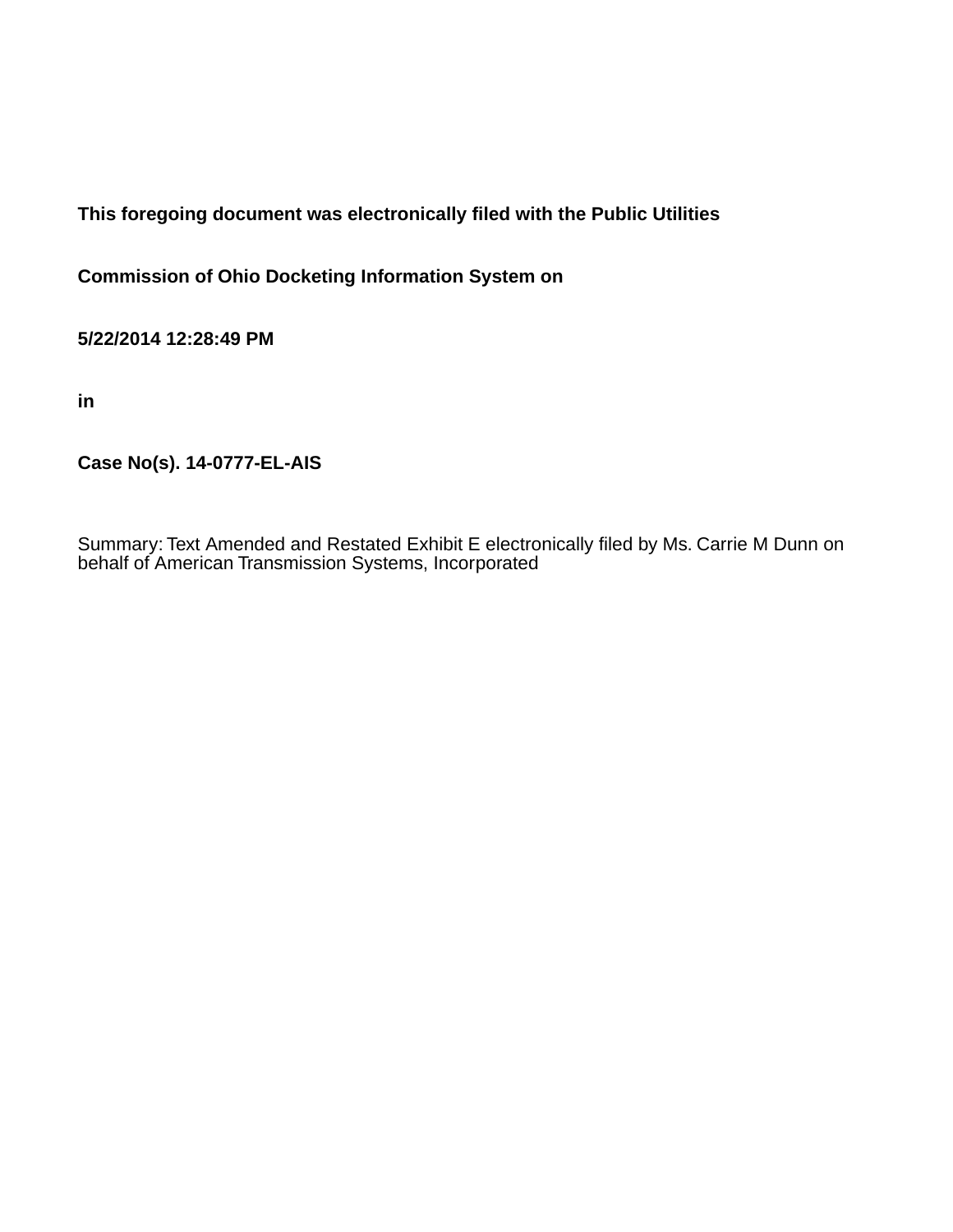**This foregoing document was electronically filed with the Public Utilities**

**Commission of Ohio Docketing Information System on**

**5/22/2014 12:28:49 PM**

**in**

**Case No(s). 14-0777-EL-AIS**

Summary: Text Amended and Restated Exhibit E electronically filed by Ms. Carrie M Dunn on behalf of American Transmission Systems, Incorporated